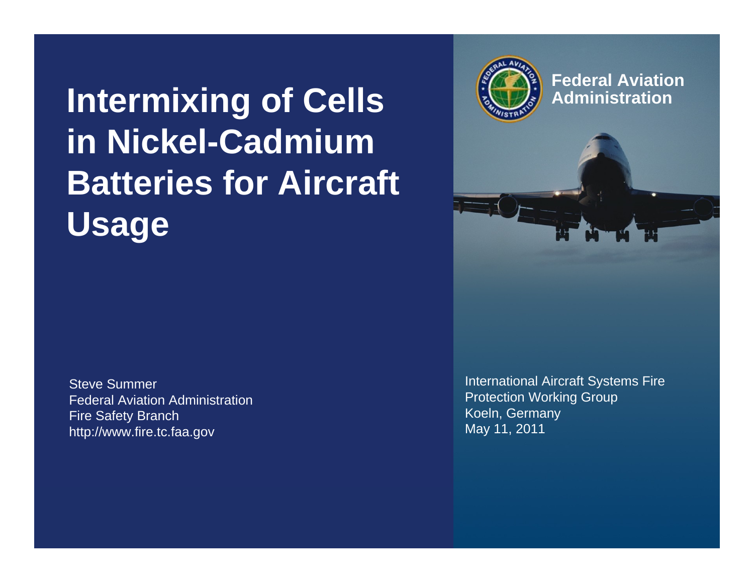# Intermixing of Cells in Nickel-Cadmium Batteries for Aircraft Usage

**Federal Aviation Administration**

Steve Summer
Federal Aviation Administration
Fire Safety Branch
http://www.fire.tc.faa.gov

International Aircraft Systems Fire Protection Working Group
Koeln, Germany
May 11, 2011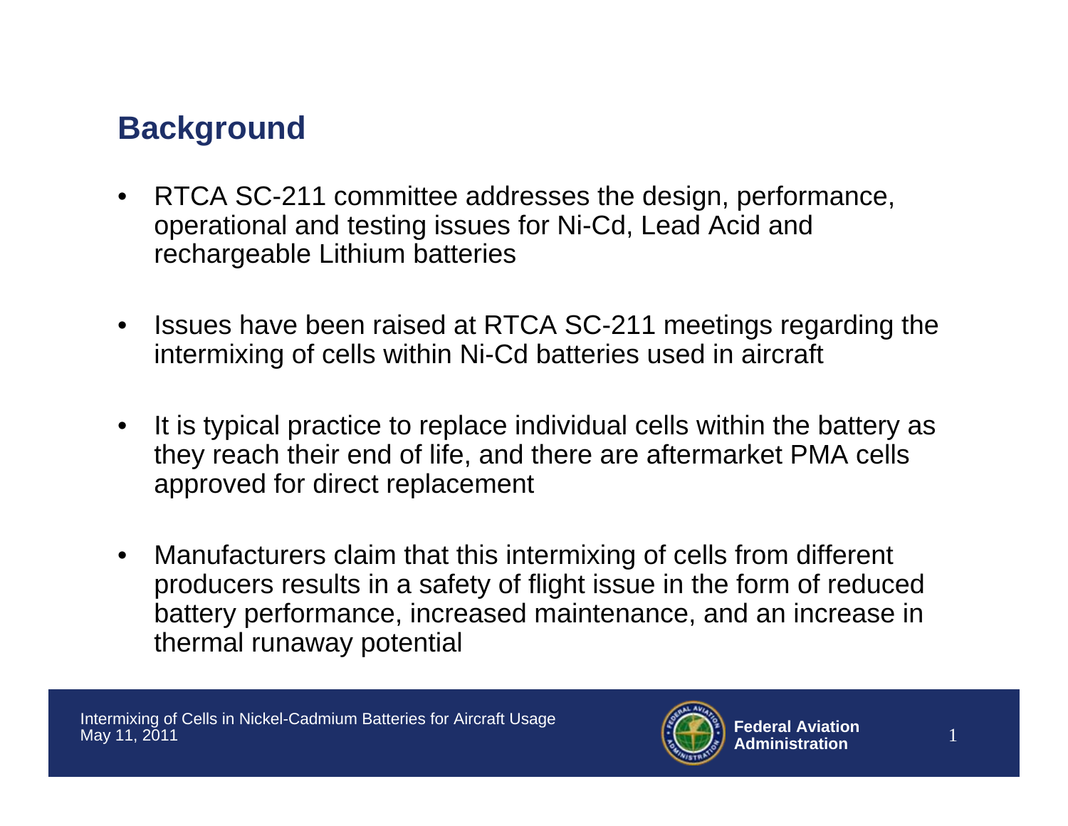## Background

- RTCA SC-211 committee addresses the design, performance, operational and testing issues for Ni-Cd, Lead Acid and rechargeable Lithium batteries
- Issues have been raised at RTCA SC-211 meetings regarding the intermixing of cells within Ni-Cd batteries used in aircraft
- It is typical practice to replace individual cells within the battery as they reach their end of life, and there are aftermarket PMA cells approved for direct replacement
- Manufacturers claim that this intermixing of cells from different producers results in a safety of flight issue in the form of reduced battery performance, increased maintenance, and an increase in thermal runaway potential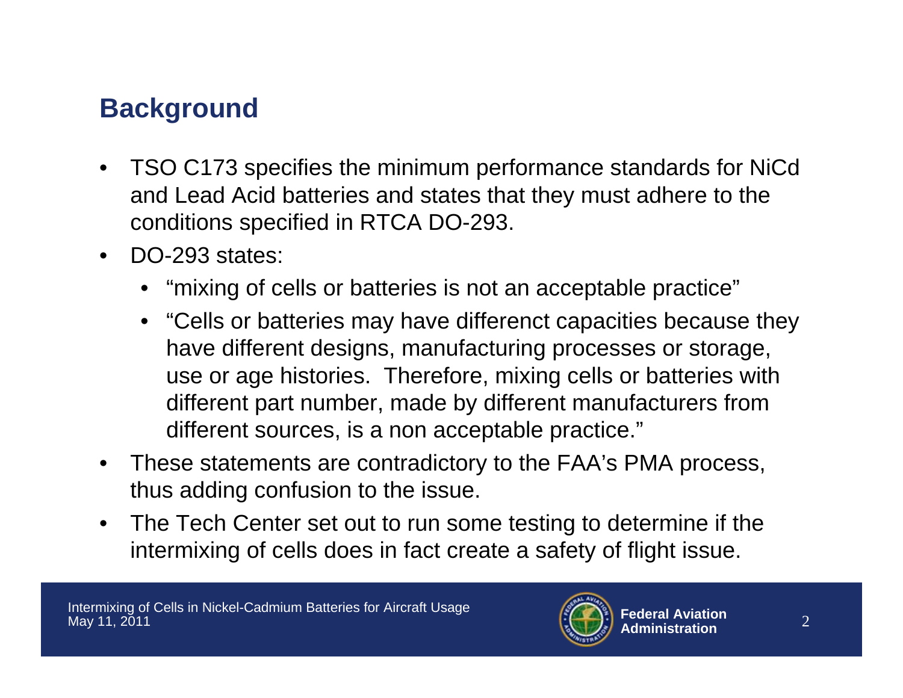## Background

- TSO C173 specifies the minimum performance standards for NiCd and Lead Acid batteries and states that they must adhere to the conditions specified in RTCA DO-293.
- DO-293 states:
  - "mixing of cells or batteries is not an acceptable practice"
  - "Cells or batteries may have differenct capacities because they have different designs, manufacturing processes or storage, use or age histories. Therefore, mixing cells or batteries with different part number, made by different manufacturers from different sources, is a non acceptable practice."
- These statements are contradictory to the FAA's PMA process, thus adding confusion to the issue.
- The Tech Center set out to run some testing to determine if the intermixing of cells does in fact create a safety of flight issue.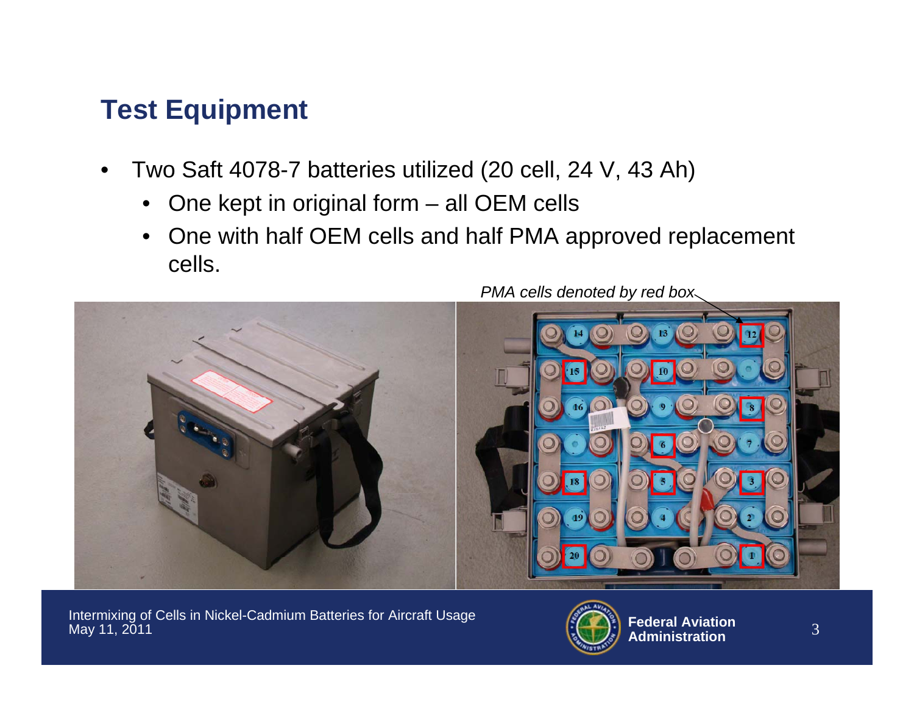## Test Equipment

- Two Saft 4078-7 batteries utilized (20 cell, 24 V, 43 Ah)
  - One kept in original form – all OEM cells
  - One with half OEM cells and half PMA approved replacement cells.

*PMA cells denoted by red box*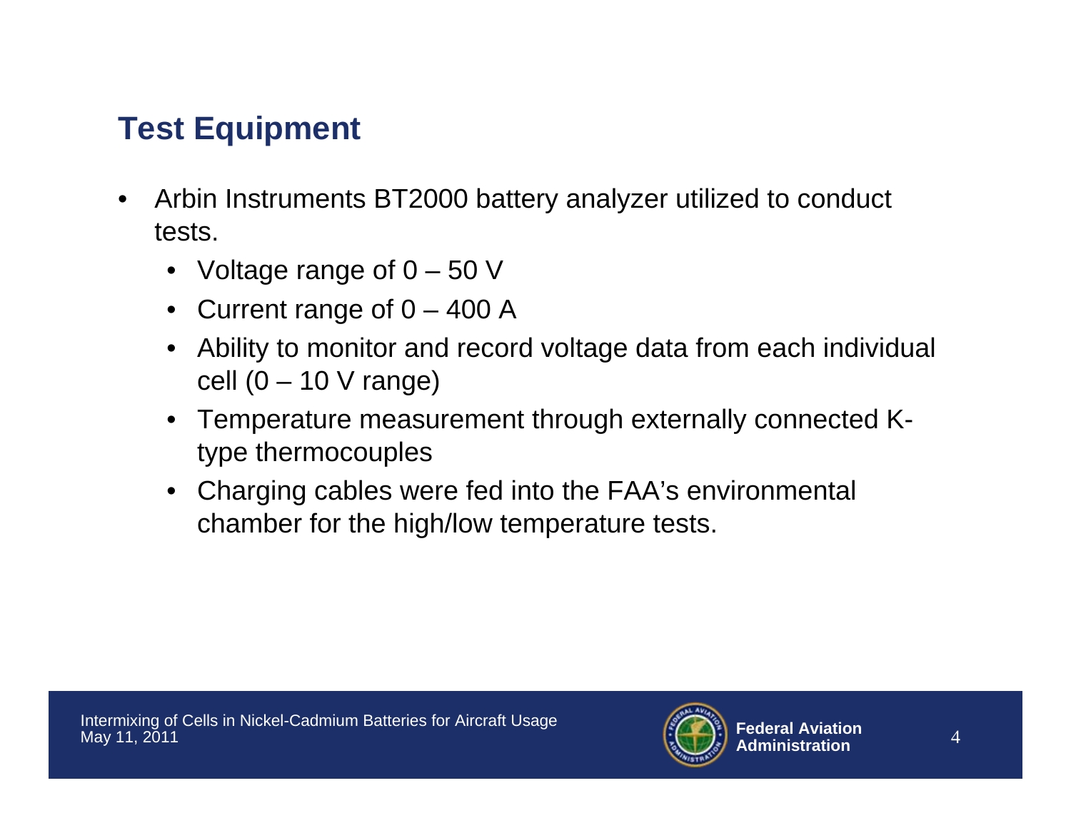## Test Equipment

- Arbin Instruments BT2000 battery analyzer utilized to conduct tests.
  - Voltage range of 0 – 50 V
  - Current range of 0 – 400 A
  - Ability to monitor and record voltage data from each individual cell (0 – 10 V range)
  - Temperature measurement through externally connected K-type thermocouples
  - Charging cables were fed into the FAA's environmental chamber for the high/low temperature tests.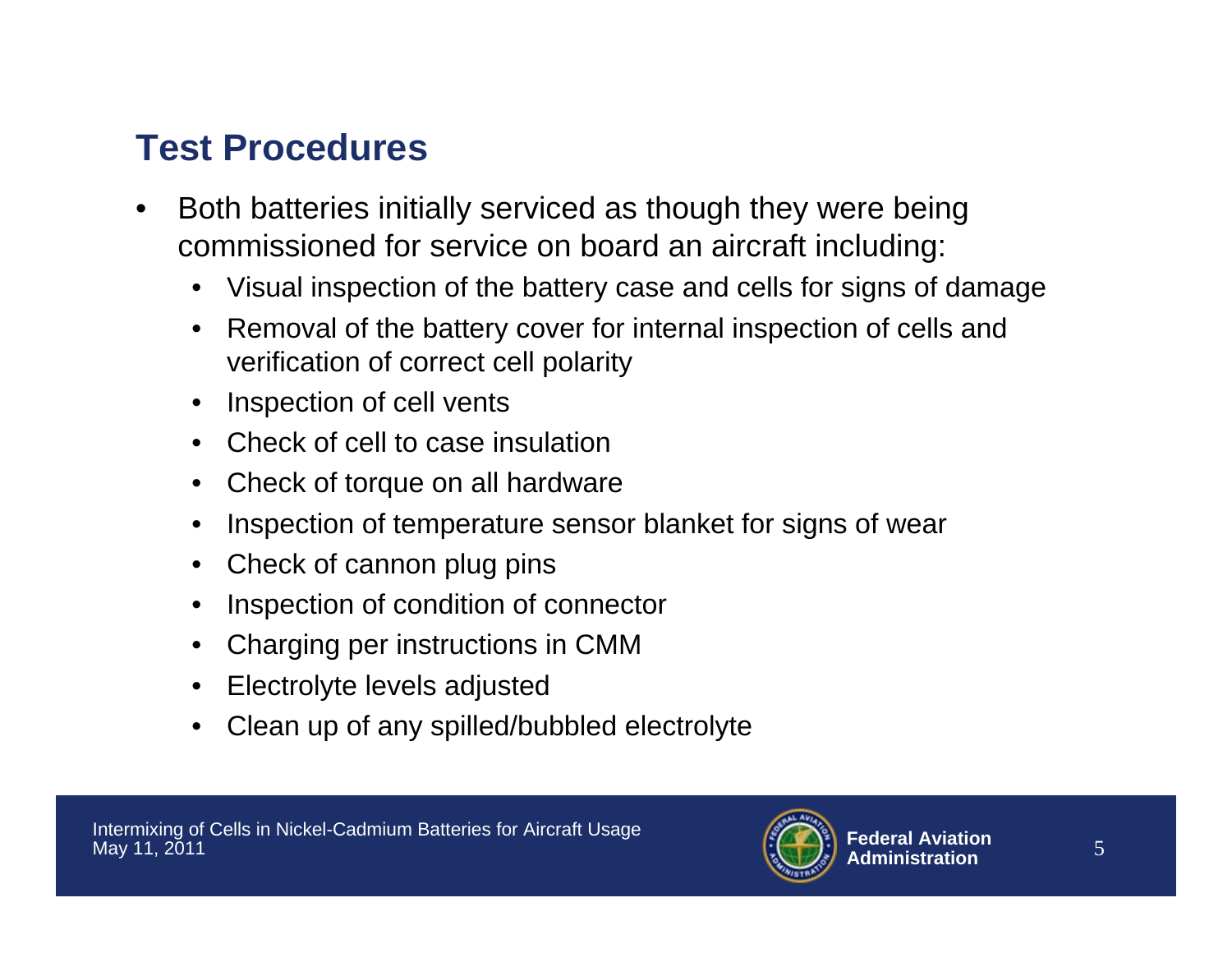## Test Procedures

- Both batteries initially serviced as though they were being commissioned for service on board an aircraft including:
  - Visual inspection of the battery case and cells for signs of damage
  - Removal of the battery cover for internal inspection of cells and verification of correct cell polarity
  - Inspection of cell vents
  - Check of cell to case insulation
  - Check of torque on all hardware
  - Inspection of temperature sensor blanket for signs of wear
  - Check of cannon plug pins
  - Inspection of condition of connector
  - Charging per instructions in CMM
  - Electrolyte levels adjusted
  - Clean up of any spilled/bubbled electrolyte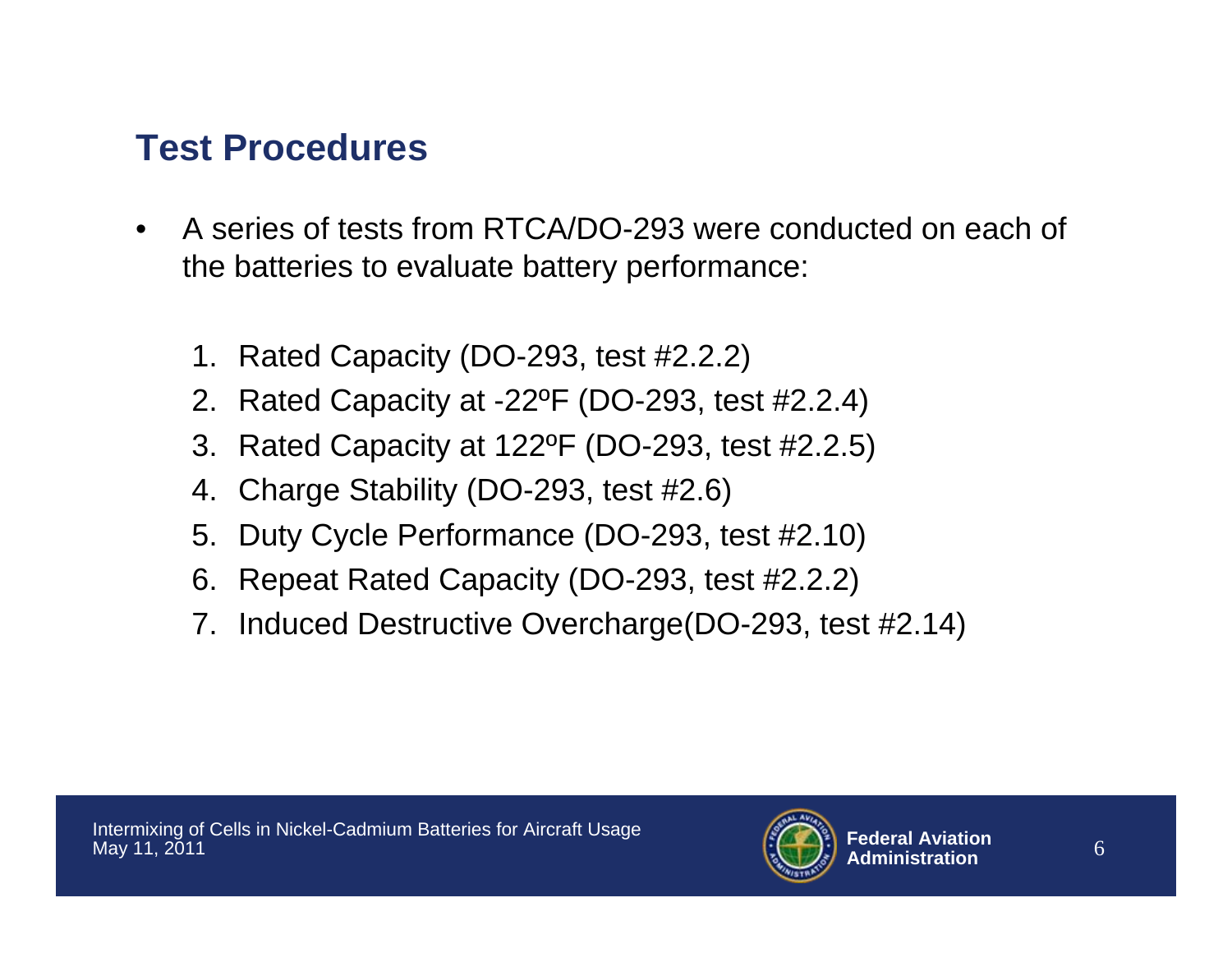## Test Procedures

- A series of tests from RTCA/DO-293 were conducted on each of the batteries to evaluate battery performance:

  1. Rated Capacity (DO-293, test #2.2.2)
  2. Rated Capacity at -22ºF (DO-293, test #2.2.4)
  3. Rated Capacity at 122ºF (DO-293, test #2.2.5)
  4. Charge Stability (DO-293, test #2.6)
  5. Duty Cycle Performance (DO-293, test #2.10)
  6. Repeat Rated Capacity (DO-293, test #2.2.2)
  7. Induced Destructive Overcharge(DO-293, test #2.14)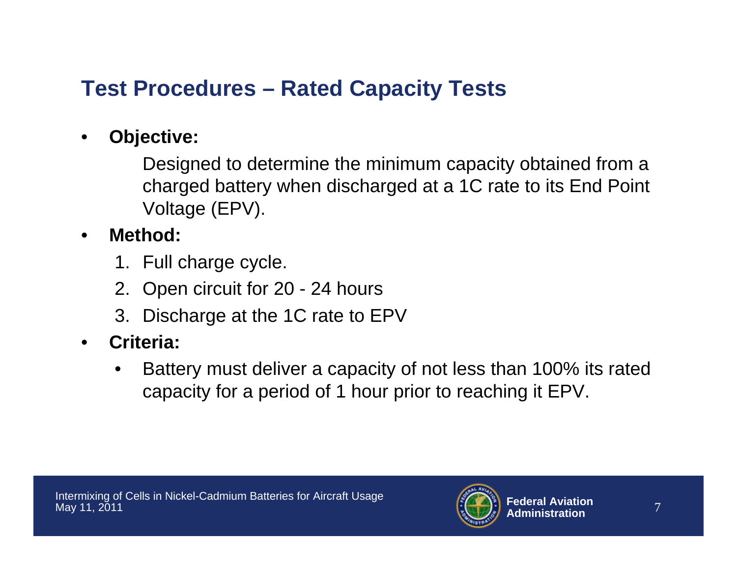## Test Procedures – Rated Capacity Tests

- **Objective:**

  Designed to determine the minimum capacity obtained from a charged battery when discharged at a 1C rate to its End Point Voltage (EPV).

- **Method:**
  1. Full charge cycle.
  2. Open circuit for 20 - 24 hours
  3. Discharge at the 1C rate to EPV

- **Criteria:**
  - Battery must deliver a capacity of not less than 100% its rated capacity for a period of 1 hour prior to reaching it EPV.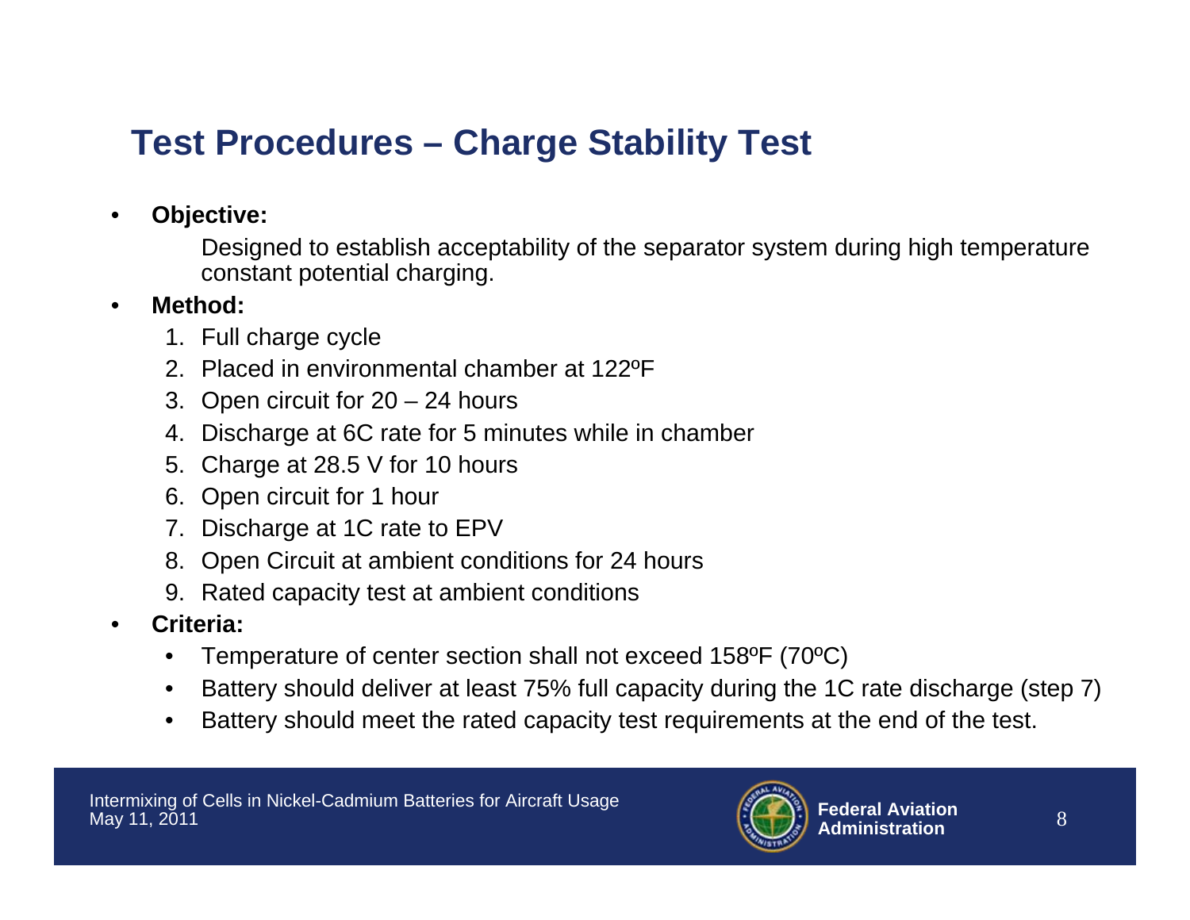# Test Procedures – Charge Stability Test

- **Objective:**

  Designed to establish acceptability of the separator system during high temperature constant potential charging.

- **Method:**
  1. Full charge cycle
  2. Placed in environmental chamber at 122ºF
  3. Open circuit for 20 – 24 hours
  4. Discharge at 6C rate for 5 minutes while in chamber
  5. Charge at 28.5 V for 10 hours
  6. Open circuit for 1 hour
  7. Discharge at 1C rate to EPV
  8. Open Circuit at ambient conditions for 24 hours
  9. Rated capacity test at ambient conditions

- **Criteria:**
  - Temperature of center section shall not exceed 158ºF (70ºC)
  - Battery should deliver at least 75% full capacity during the 1C rate discharge (step 7)
  - Battery should meet the rated capacity test requirements at the end of the test.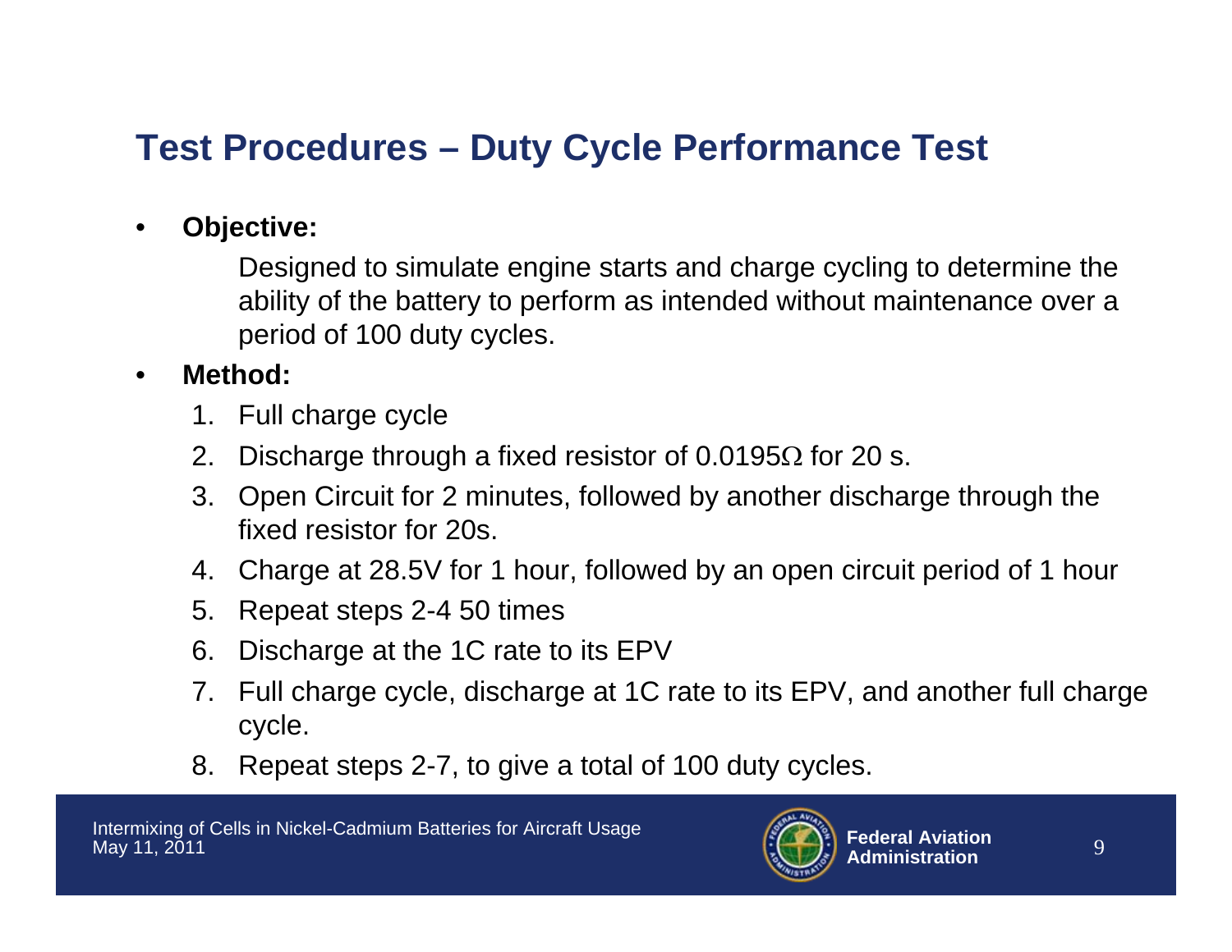## Test Procedures – Duty Cycle Performance Test

- **Objective:**

  Designed to simulate engine starts and charge cycling to determine the ability of the battery to perform as intended without maintenance over a period of 100 duty cycles.

- **Method:**

  1. Full charge cycle
  2. Discharge through a fixed resistor of 0.0195Ω for 20 s.
  3. Open Circuit for 2 minutes, followed by another discharge through the fixed resistor for 20s.
  4. Charge at 28.5V for 1 hour, followed by an open circuit period of 1 hour
  5. Repeat steps 2-4 50 times
  6. Discharge at the 1C rate to its EPV
  7. Full charge cycle, discharge at 1C rate to its EPV, and another full charge cycle.
  8. Repeat steps 2-7, to give a total of 100 duty cycles.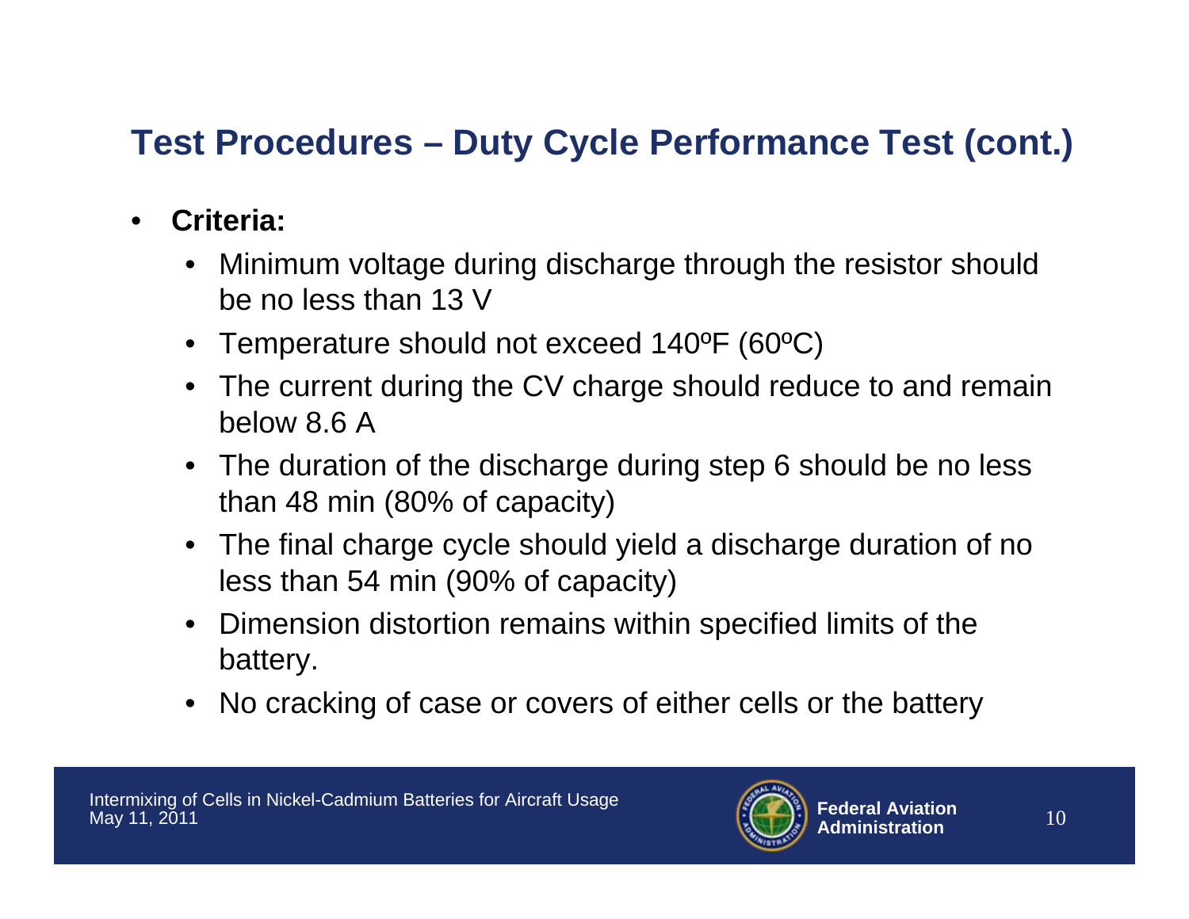## Test Procedures – Duty Cycle Performance Test (cont.)

- **Criteria:**
  - Minimum voltage during discharge through the resistor should be no less than 13 V
  - Temperature should not exceed 140ºF (60ºC)
  - The current during the CV charge should reduce to and remain below 8.6 A
  - The duration of the discharge during step 6 should be no less than 48 min (80% of capacity)
  - The final charge cycle should yield a discharge duration of no less than 54 min (90% of capacity)
  - Dimension distortion remains within specified limits of the battery.
  - No cracking of case or covers of either cells or the battery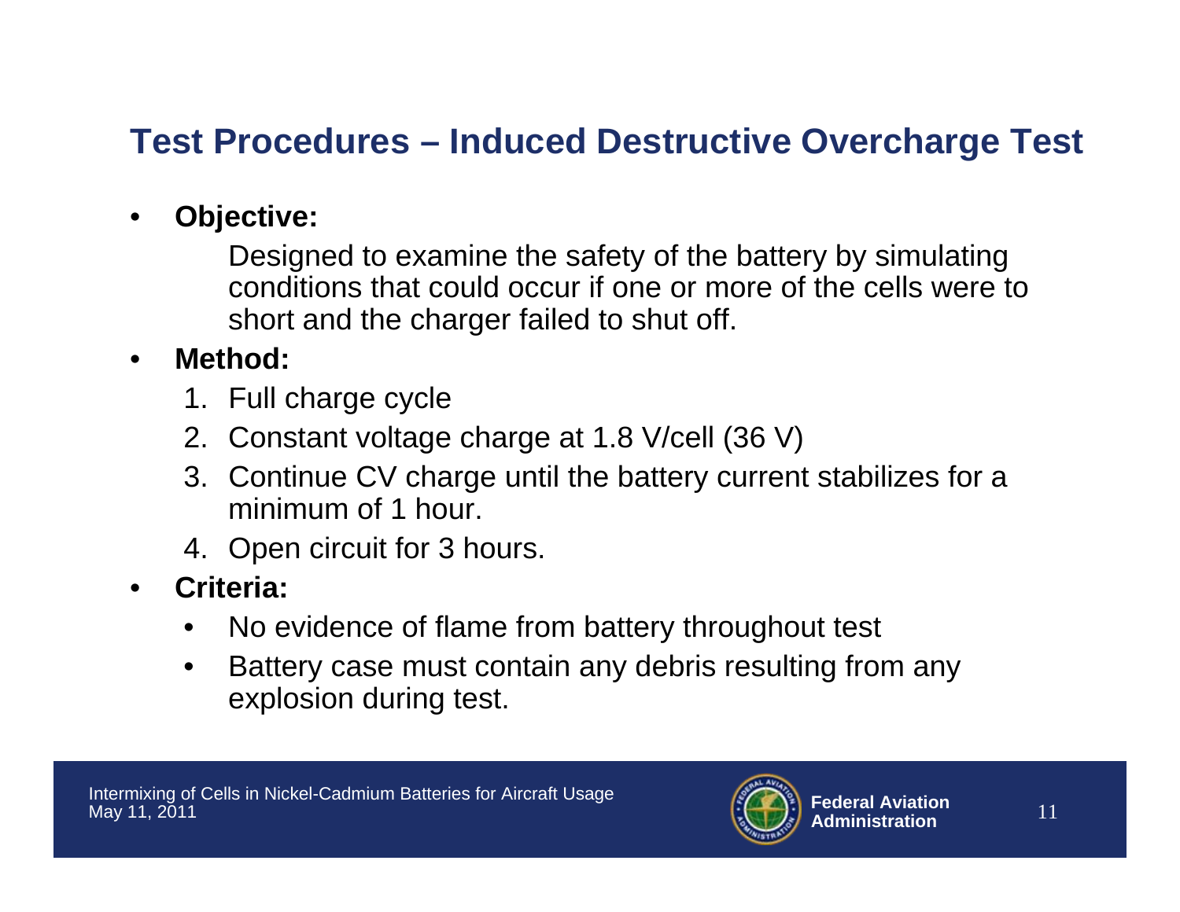## Test Procedures – Induced Destructive Overcharge Test

- **Objective:**

  Designed to examine the safety of the battery by simulating conditions that could occur if one or more of the cells were to short and the charger failed to shut off.

- **Method:**
  1. Full charge cycle
  2. Constant voltage charge at 1.8 V/cell (36 V)
  3. Continue CV charge until the battery current stabilizes for a minimum of 1 hour.
  4. Open circuit for 3 hours.

- **Criteria:**
  - No evidence of flame from battery throughout test
  - Battery case must contain any debris resulting from any explosion during test.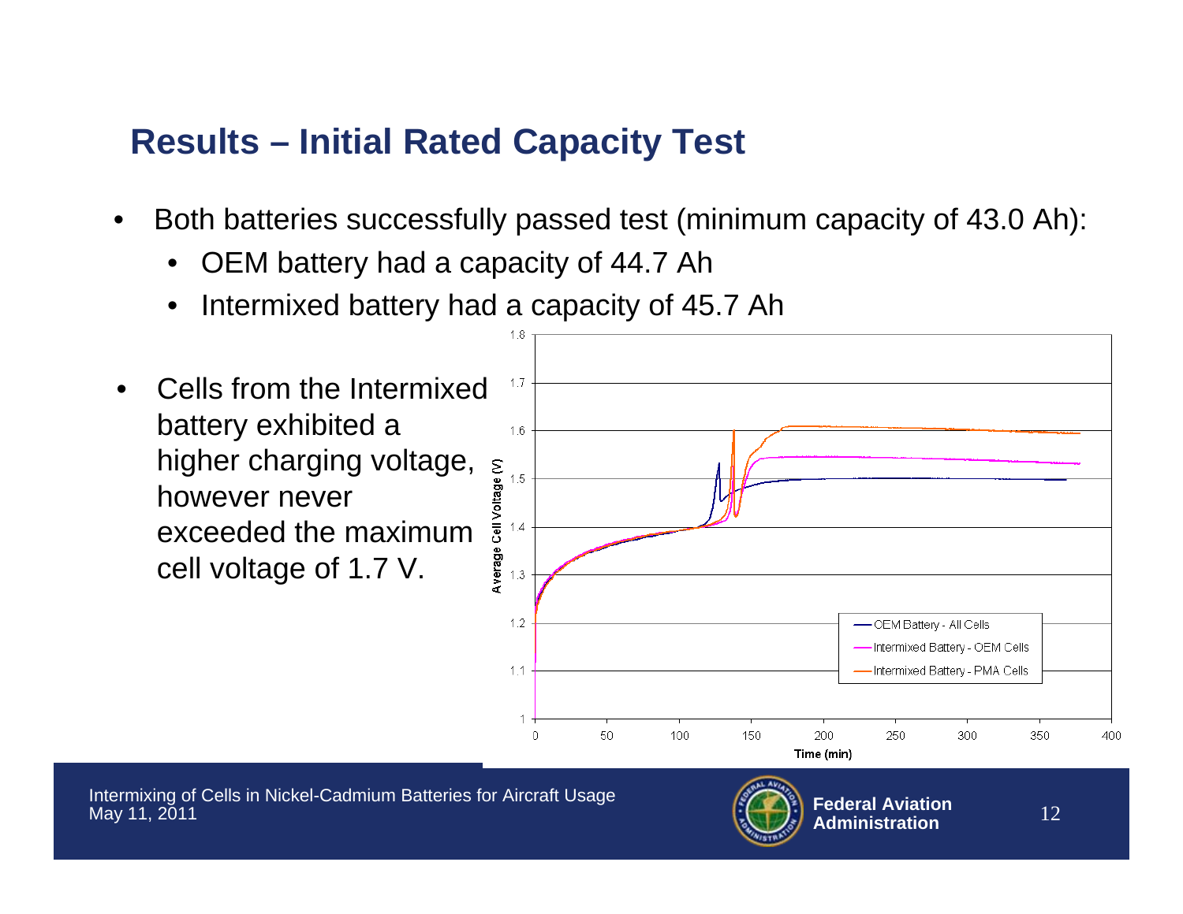## Results – Initial Rated Capacity Test

- Both batteries successfully passed test (minimum capacity of 43.0 Ah):
  - OEM battery had a capacity of 44.7 Ah
  - Intermixed battery had a capacity of 45.7 Ah
- Cells from the Intermixed battery exhibited a higher charging voltage, however never exceeded the maximum cell voltage of 1.7 V.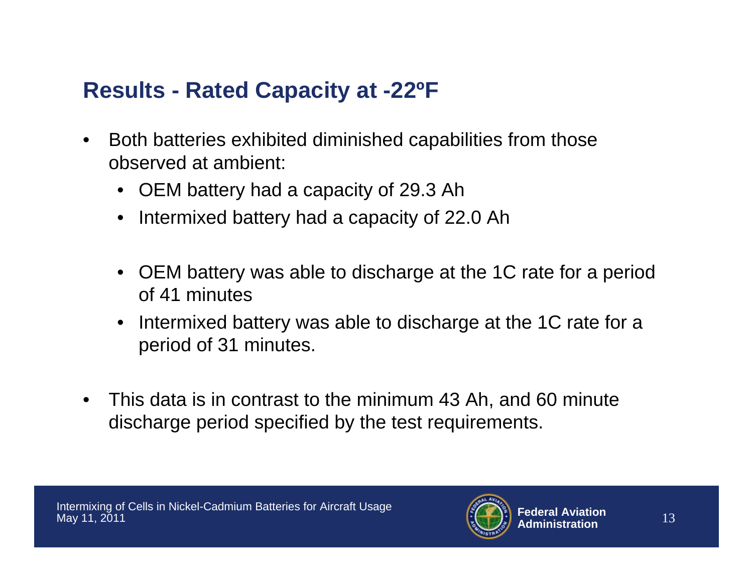## Results - Rated Capacity at -22ºF

- Both batteries exhibited diminished capabilities from those observed at ambient:
  - OEM battery had a capacity of 29.3 Ah
  - Intermixed battery had a capacity of 22.0 Ah

  - OEM battery was able to discharge at the 1C rate for a period of 41 minutes
  - Intermixed battery was able to discharge at the 1C rate for a period of 31 minutes.

- This data is in contrast to the minimum 43 Ah, and 60 minute discharge period specified by the test requirements.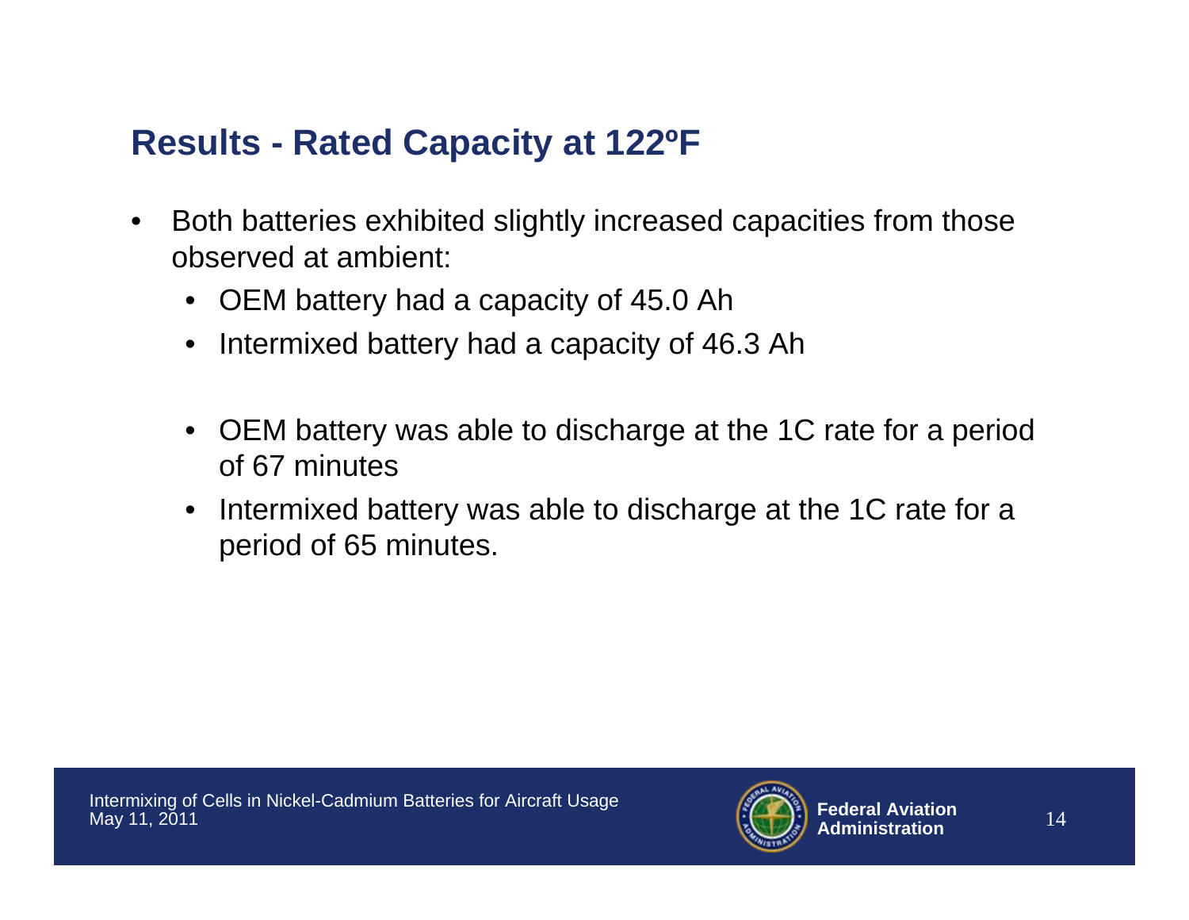## Results - Rated Capacity at 122ºF

- Both batteries exhibited slightly increased capacities from those observed at ambient:
  - OEM battery had a capacity of 45.0 Ah
  - Intermixed battery had a capacity of 46.3 Ah

  - OEM battery was able to discharge at the 1C rate for a period of 67 minutes
  - Intermixed battery was able to discharge at the 1C rate for a period of 65 minutes.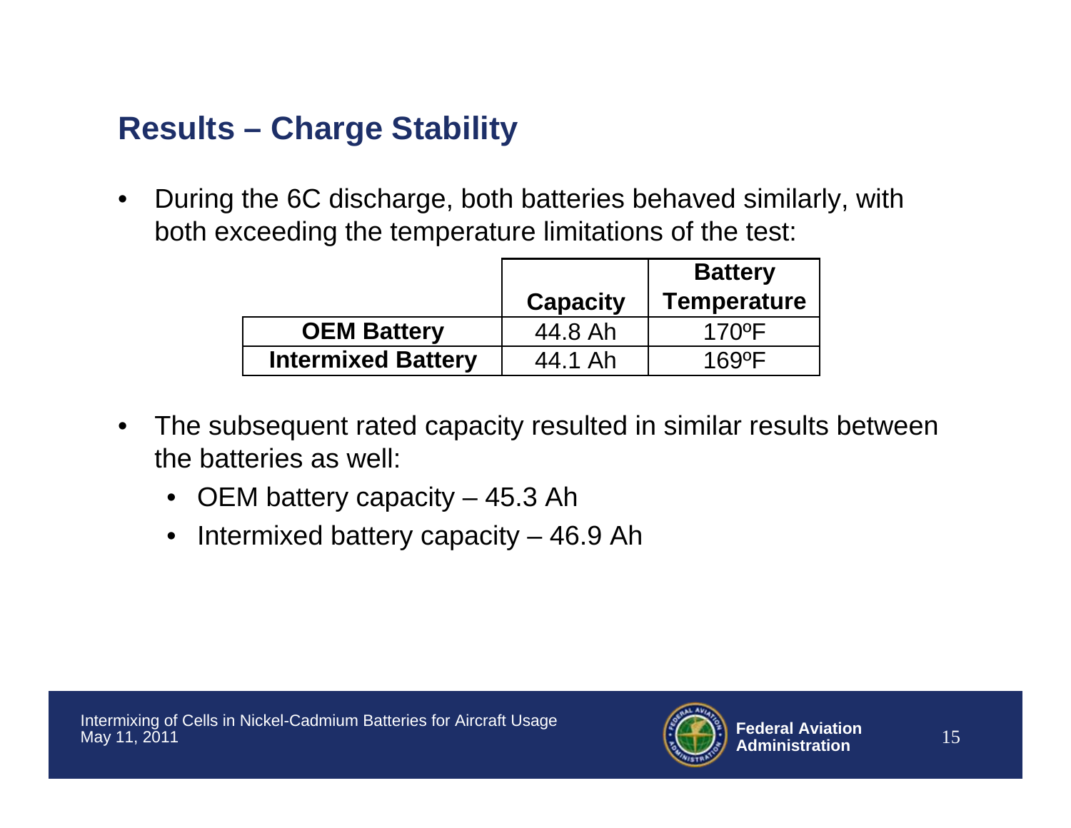## Results – Charge Stability

- During the 6C discharge, both batteries behaved similarly, with both exceeding the temperature limitations of the test:

| | Capacity | Battery Temperature |
|---|---|---|
| **OEM Battery** | 44.8 Ah | 170ºF |
| **Intermixed Battery** | 44.1 Ah | 169ºF |

- The subsequent rated capacity resulted in similar results between the batteries as well:
  - OEM battery capacity – 45.3 Ah
  - Intermixed battery capacity – 46.9 Ah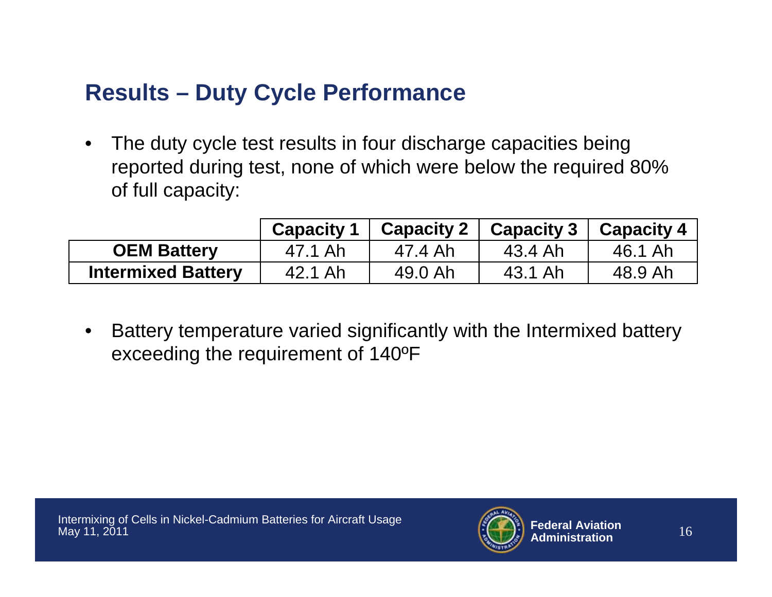## Results – Duty Cycle Performance

- The duty cycle test results in four discharge capacities being reported during test, none of which were below the required 80% of full capacity:

| | Capacity 1 | Capacity 2 | Capacity 3 | Capacity 4 |
|---|---|---|---|---|
| **OEM Battery** | 47.1 Ah | 47.4 Ah | 43.4 Ah | 46.1 Ah |
| **Intermixed Battery** | 42.1 Ah | 49.0 Ah | 43.1 Ah | 48.9 Ah |

- Battery temperature varied significantly with the Intermixed battery exceeding the requirement of 140ºF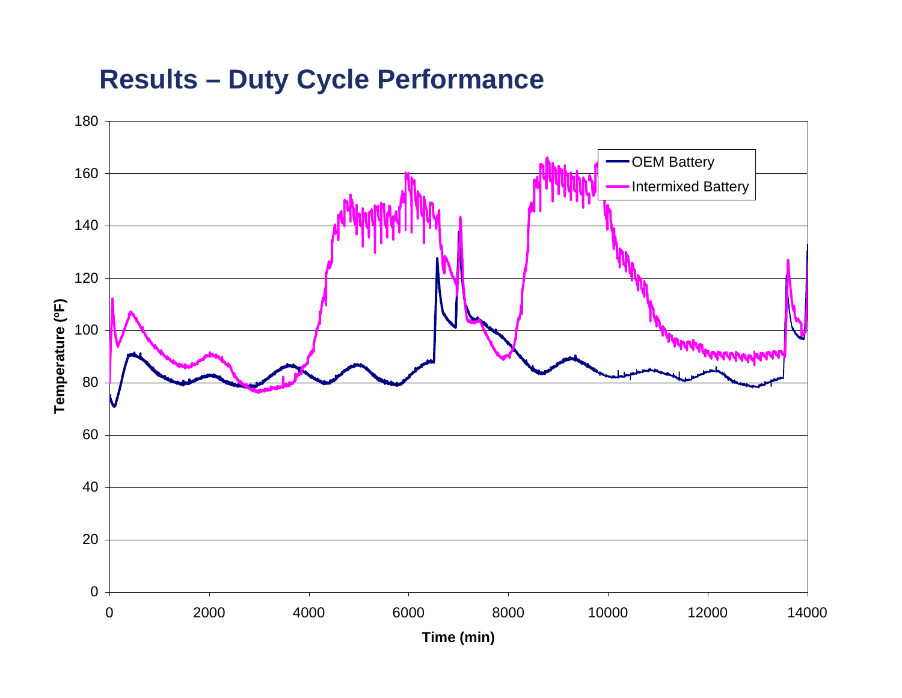# Results – Duty Cycle Performance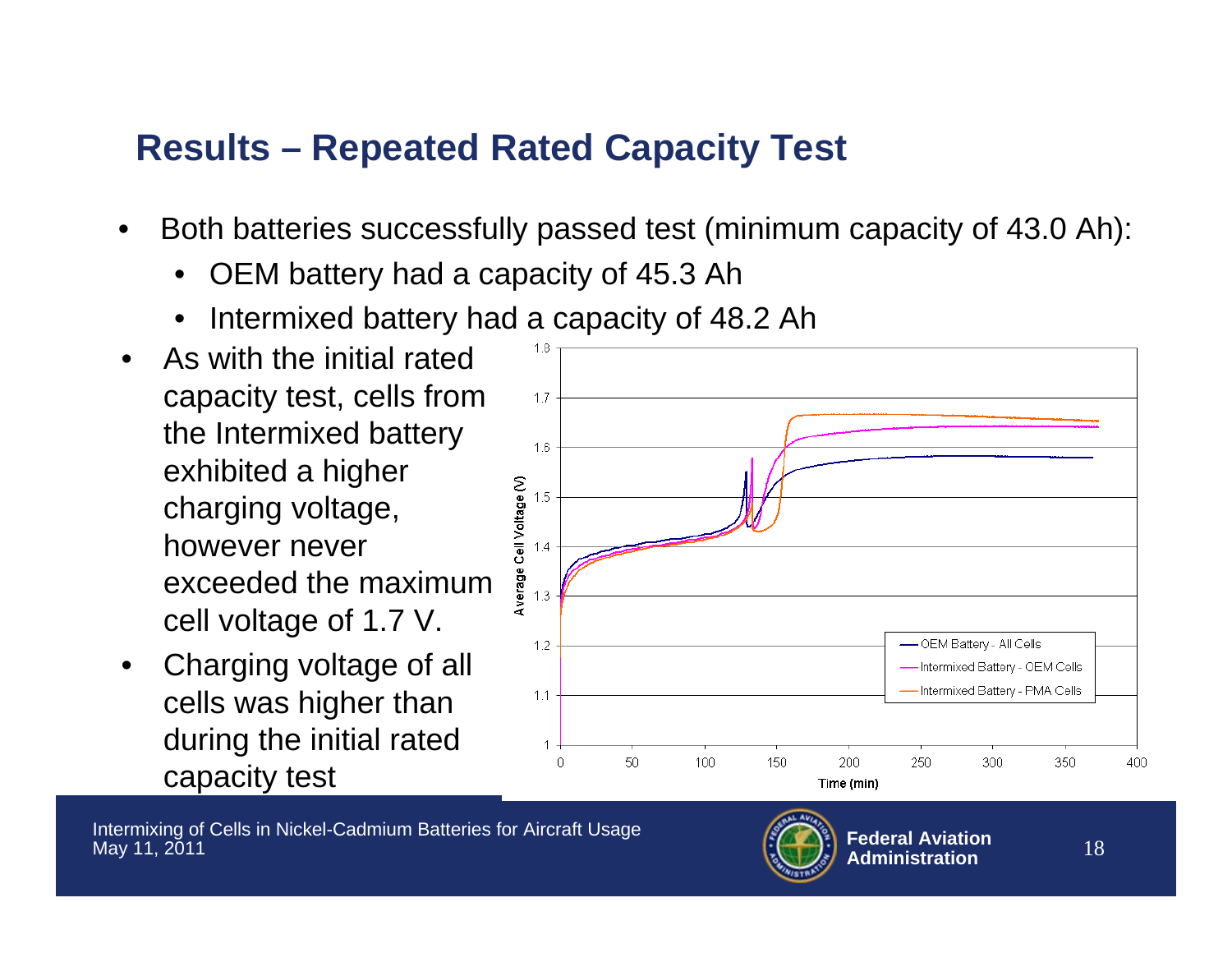## Results – Repeated Rated Capacity Test

- Both batteries successfully passed test (minimum capacity of 43.0 Ah):
  - OEM battery had a capacity of 45.3 Ah
  - Intermixed battery had a capacity of 48.2 Ah
- As with the initial rated capacity test, cells from the Intermixed battery exhibited a higher charging voltage, however never exceeded the maximum cell voltage of 1.7 V.
- Charging voltage of all cells was higher than during the initial rated capacity test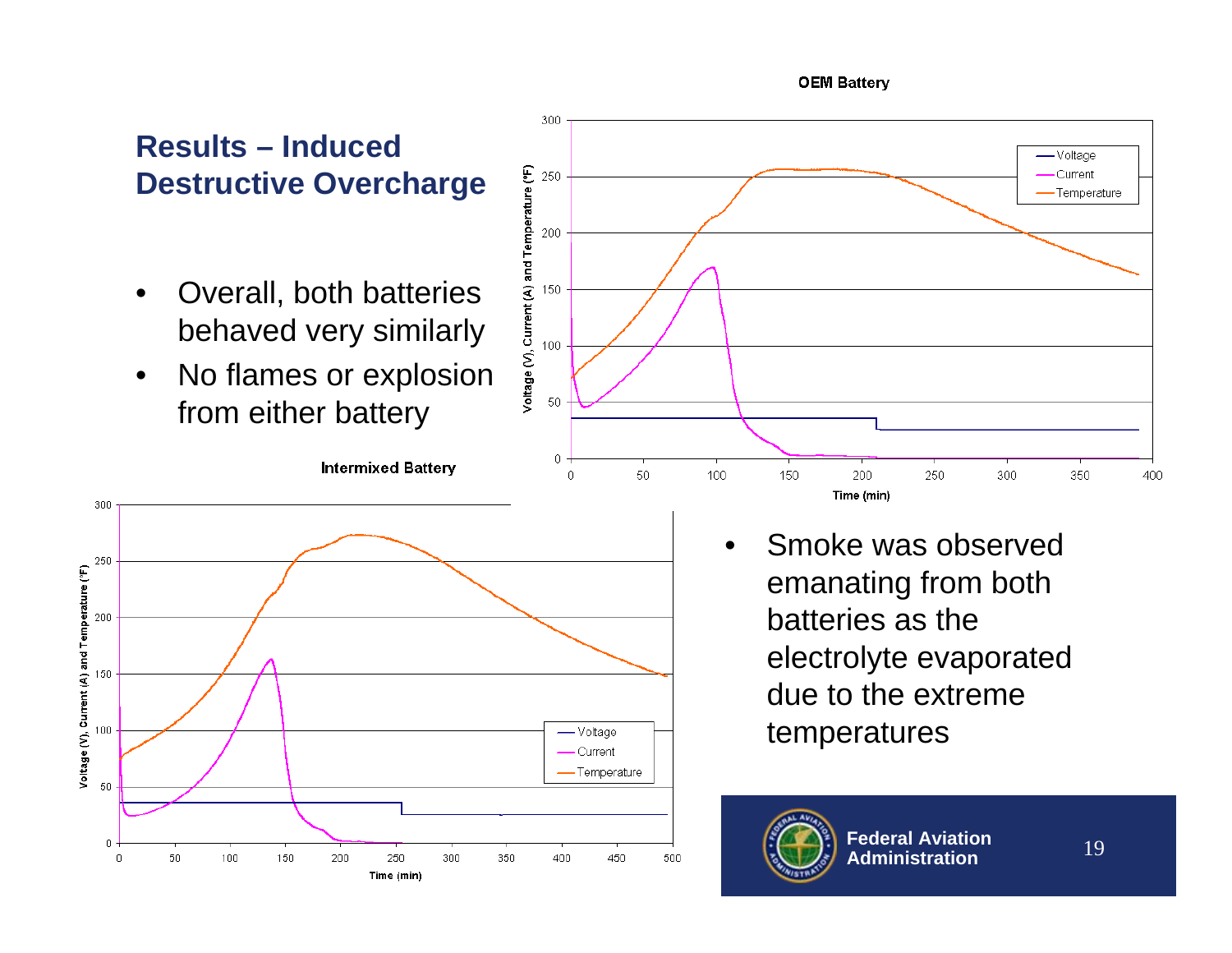## Results – Induced Destructive Overcharge

- Overall, both batteries behaved very similarly
- No flames or explosion from either battery

**OEM Battery**

**Intermixed Battery**

- Smoke was observed emanating from both batteries as the electrolyte evaporated due to the extreme temperatures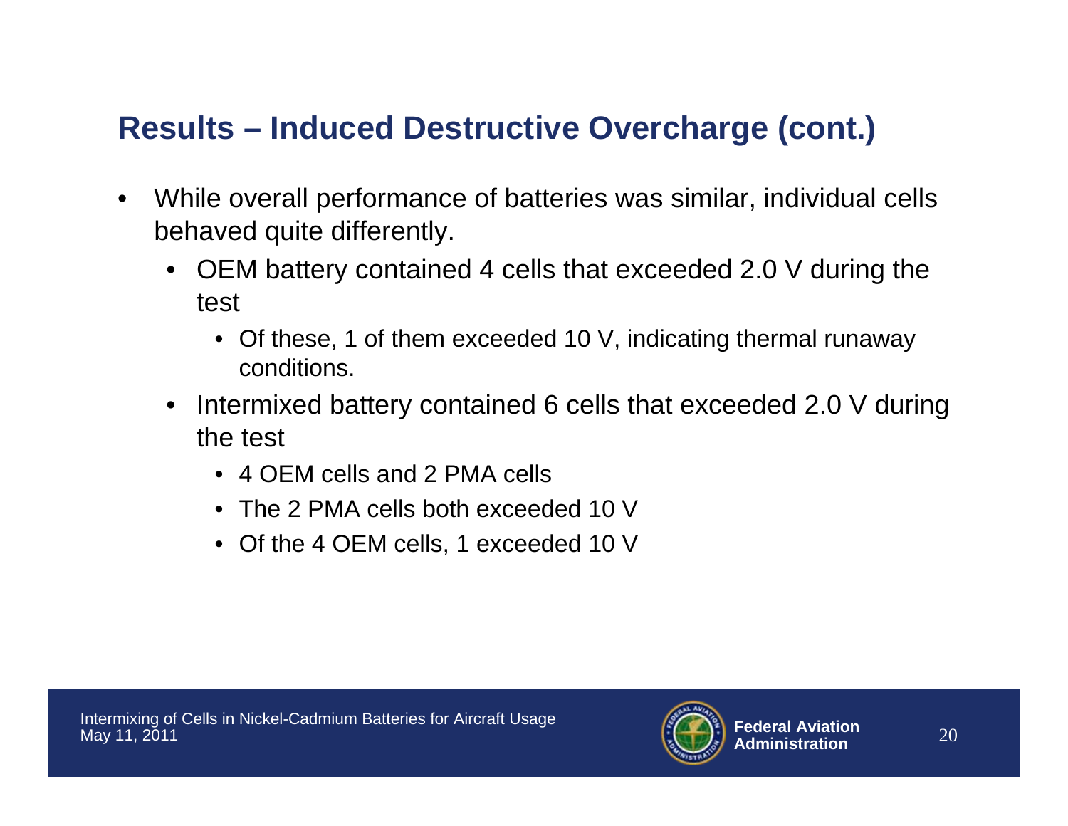## Results – Induced Destructive Overcharge (cont.)

- While overall performance of batteries was similar, individual cells behaved quite differently.
  - OEM battery contained 4 cells that exceeded 2.0 V during the test
    - Of these, 1 of them exceeded 10 V, indicating thermal runaway conditions.
  - Intermixed battery contained 6 cells that exceeded 2.0 V during the test
    - 4 OEM cells and 2 PMA cells
    - The 2 PMA cells both exceeded 10 V
    - Of the 4 OEM cells, 1 exceeded 10 V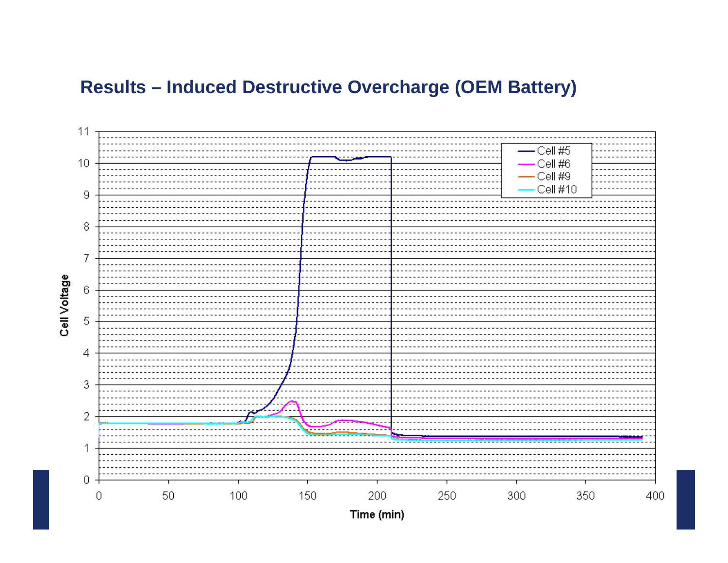# Results – Induced Destructive Overcharge (OEM Battery)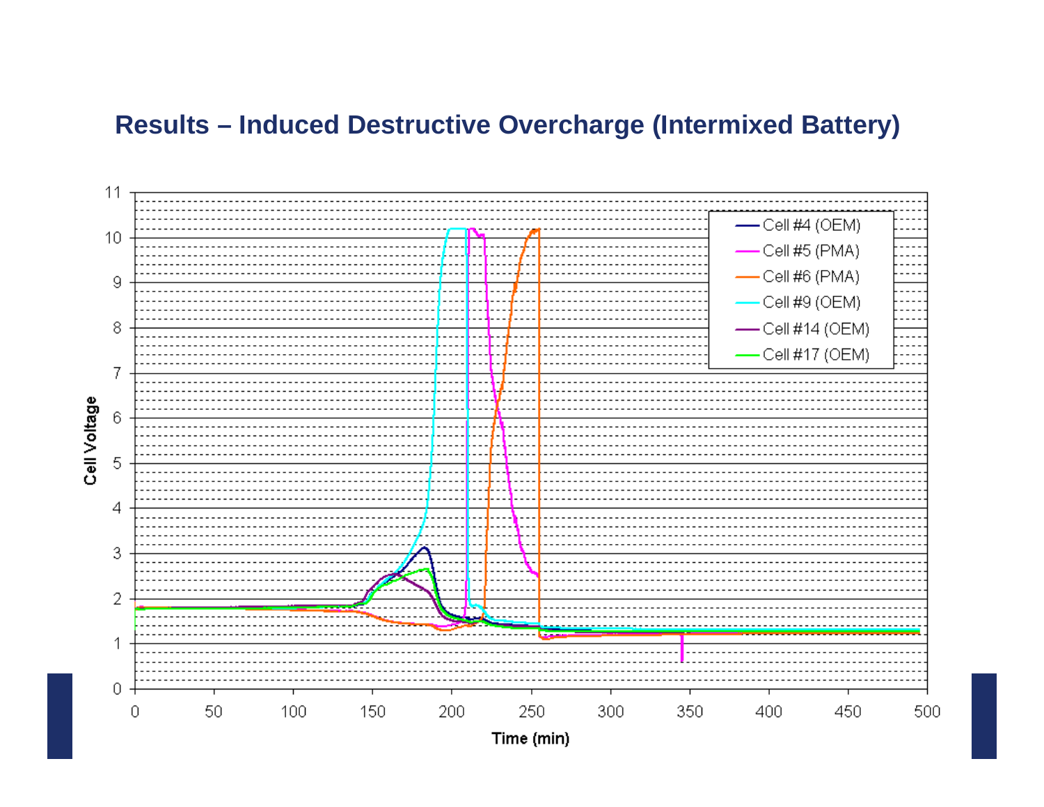# Results – Induced Destructive Overcharge (Intermixed Battery)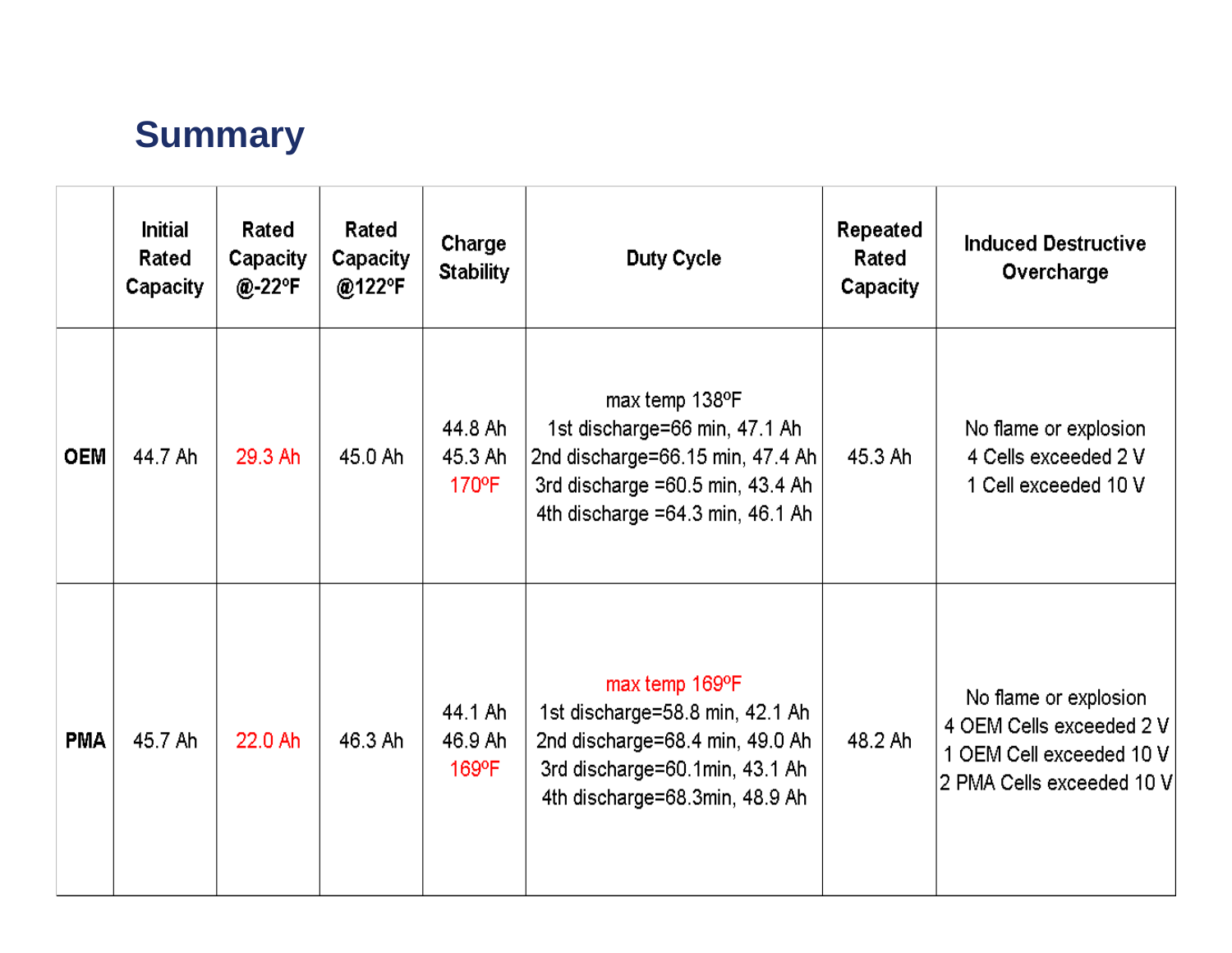## Summary

| | Initial Rated Capacity | Rated Capacity @-22ºF | Rated Capacity @122ºF | Charge Stability | Duty Cycle | Repeated Rated Capacity | Induced Destructive Overcharge |
|---|---|---|---|---|---|---|---|
| **OEM** | 44.7 Ah | 29.3 Ah | 45.0 Ah | 44.8 Ah<br>45.3 Ah<br>170ºF | max temp 138ºF<br>1st discharge=66 min, 47.1 Ah<br>2nd discharge=66.15 min, 47.4 Ah<br>3rd discharge =60.5 min, 43.4 Ah<br>4th discharge =64.3 min, 46.1 Ah | 45.3 Ah | No flame or explosion<br>4 Cells exceeded 2 V<br>1 Cell exceeded 10 V |
| **PMA** | 45.7 Ah | 22.0 Ah | 46.3 Ah | 44.1 Ah<br>46.9 Ah<br>169ºF | max temp 169ºF<br>1st discharge=58.8 min, 42.1 Ah<br>2nd discharge=68.4 min, 49.0 Ah<br>3rd discharge=60.1min, 43.1 Ah<br>4th discharge=68.3min, 48.9 Ah | 48.2 Ah | No flame or explosion<br>4 OEM Cells exceeded 2 V<br>1 OEM Cell exceeded 10 V<br>2 PMA Cells exceeded 10 V |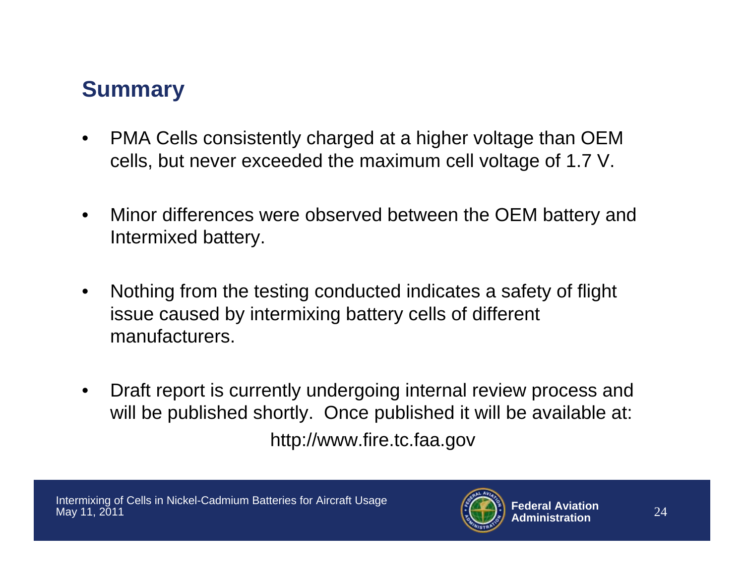## Summary

- PMA Cells consistently charged at a higher voltage than OEM cells, but never exceeded the maximum cell voltage of 1.7 V.
- Minor differences were observed between the OEM battery and Intermixed battery.
- Nothing from the testing conducted indicates a safety of flight issue caused by intermixing battery cells of different manufacturers.
- Draft report is currently undergoing internal review process and will be published shortly. Once published it will be available at:

  http://www.fire.tc.faa.gov